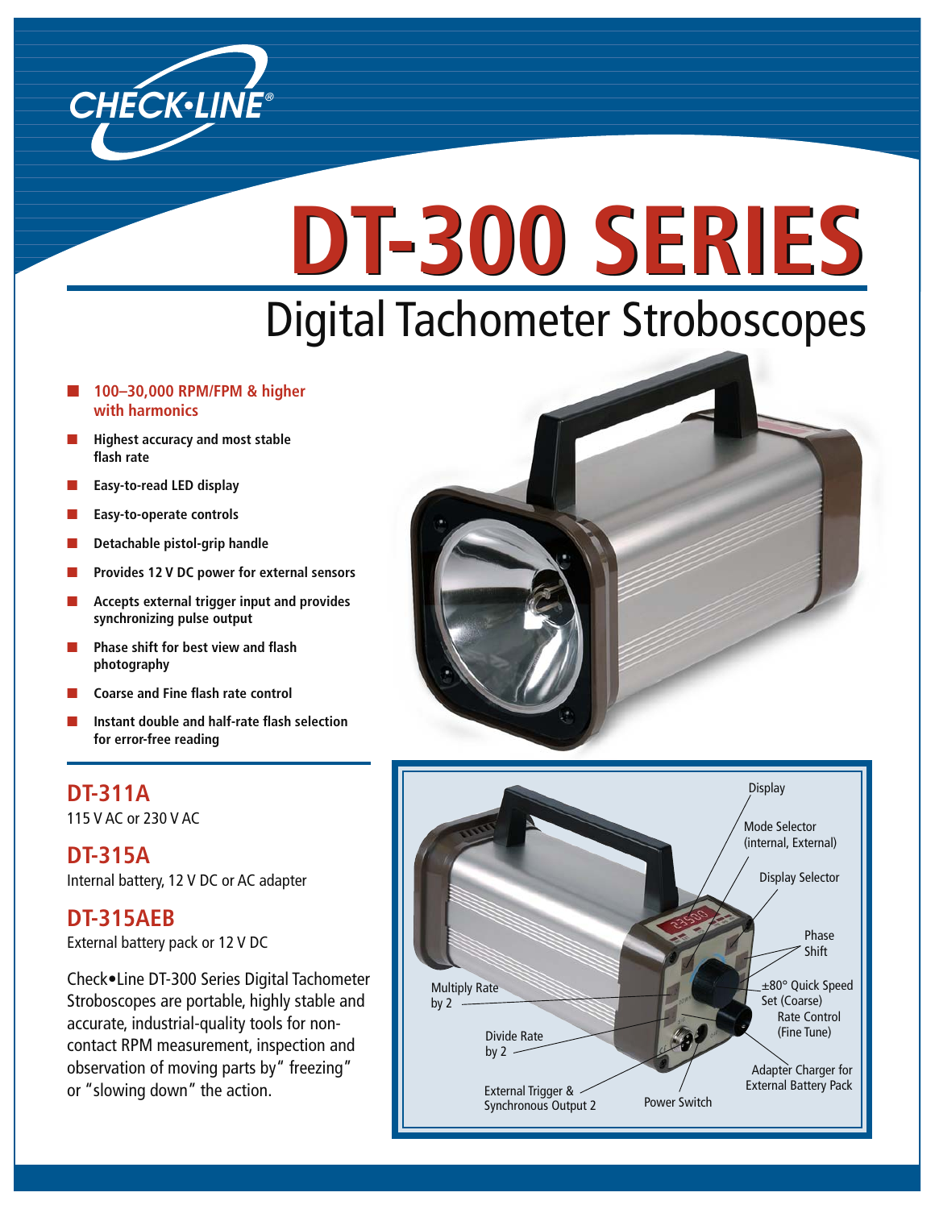# DT-300 SERIES

## Digital Tachometer Stroboscopes

- **100–30,000 RPM/FPM & higher with harmonics**
- **Highest accuracy and most stable flash rate**
- **Easy-to-read LED display**
- **Easy-to-operate controls**
- **Detachable pistol-grip handle**
- **Provides 12 V DC power for external sensors**
- **Accepts external trigger input and provides synchronizing pulse output**
- **Phase shift for best view and flash photography**
- **Coarse and Fine flash rate control**
- **Instant double and half-rate flash selection for error-free reading**

### DT-311A

115 V AC or 230 V AC

### DT-315A

Internal battery, 12 V DC or AC adapter

### DT-315AEB

External battery pack or 12 V DC

Check•Line DT-300 Series Digital Tachometer Stroboscopes are portable, highly stable and accurate, industrial-quality tools for non-contact RPM measurement, inspection and observation of moving parts by "freezing" or "slowing down" the action.

Display

Mode Selector (internal, External)

Display Selector

Phase Shift

±80° Quick Speed Set (Coarse)

Rate Control (Fine Tune)

Adapter Charger for External Battery Pack

Multiply Rate by 2

Divide Rate by 2

External Trigger & Synchronous Output 2

Power Switch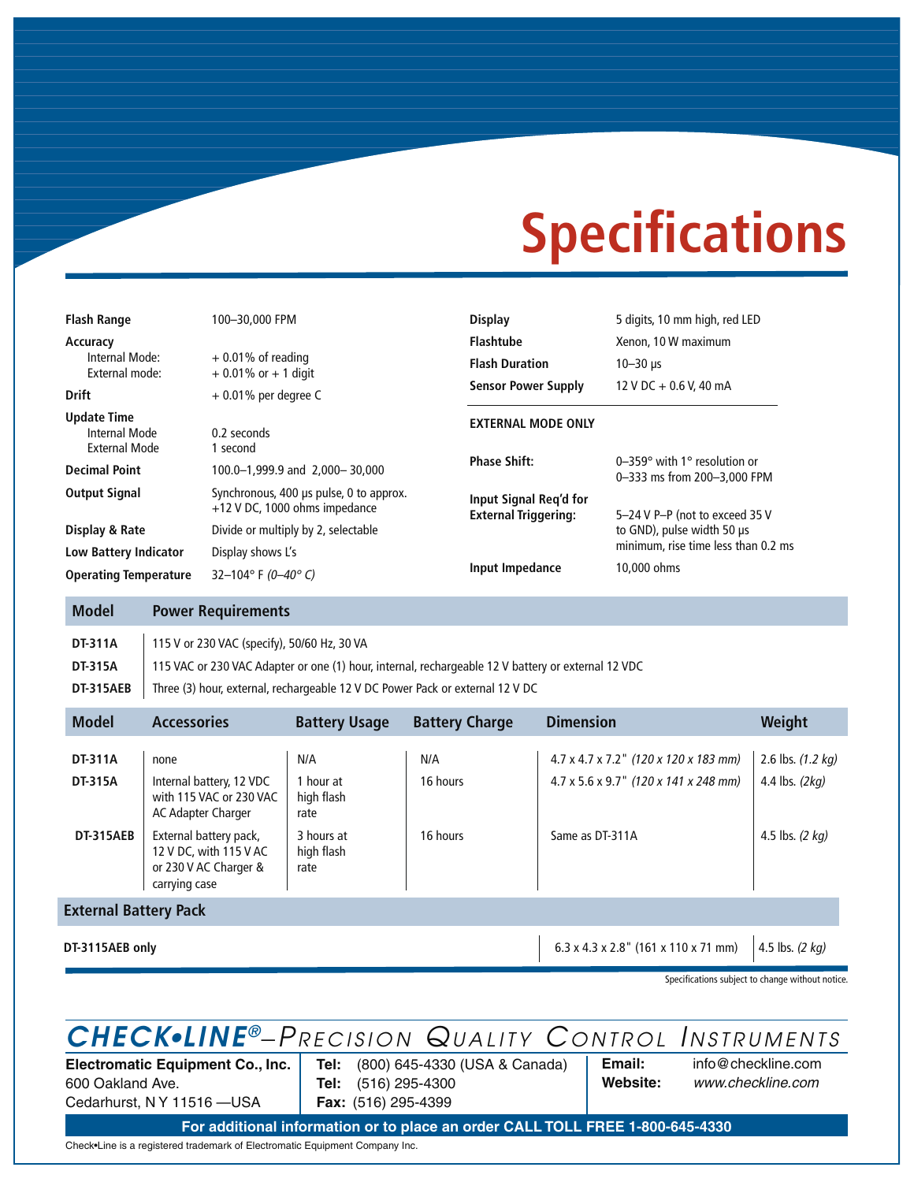# Specifications

| | |
|---|---|
| **Flash Range** | 100–30,000 FPM |
| **Accuracy** | |
| Internal Mode: | + 0.01% of reading |
| External mode: | + 0.01% or + 1 digit |
| **Drift** | + 0.01% per degree C |
| **Update Time** | |
| Internal Mode | 0.2 seconds |
| External Mode | 1 second |
| **Decimal Point** | 100.0–1,999.9 and 2,000– 30,000 |
| **Output Signal** | Synchronous, 400 µs pulse, 0 to approx. +12 V DC, 1000 ohms impedance |
| **Display & Rate** | Divide or multiply by 2, selectable |
| **Low Battery Indicator** | Display shows L's |
| **Operating Temperature** | 32–104° F *(0–40° C)* |

| | |
|---|---|
| **Display** | 5 digits, 10 mm high, red LED |
| **Flashtube** | Xenon, 10 W maximum |
| **Flash Duration** | 10–30 µs |
| **Sensor Power Supply** | 12 V DC + 0.6 V, 40 mA |

**EXTERNAL MODE ONLY**

| | |
|---|---|
| **Phase Shift:** | 0–359° with 1° resolution or 0–333 ms from 200–3,000 FPM |
| **Input Signal Req'd for External Triggering:** | 5–24 V P–P (not to exceed 35 V to GND), pulse width 50 µs minimum, rise time less than 0.2 ms |
| **Input Impedance** | 10,000 ohms |

| Model | Power Requirements |
|---|---|
| **DT-311A** | 115 V or 230 VAC (specify), 50/60 Hz, 30 VA |
| **DT-315A** | 115 VAC or 230 VAC Adapter or one (1) hour, internal, rechargeable 12 V battery or external 12 VDC |
| **DT-315AEB** | Three (3) hour, external, rechargeable 12 V DC Power Pack or external 12 V DC |

| Model | Accessories | Battery Usage | Battery Charge | Dimension | Weight |
|---|---|---|---|---|---|
| **DT-311A** | none | N/A | N/A | 4.7 x 4.7 x 7.2" *(120 x 120 x 183 mm)* | 2.6 lbs. *(1.2 kg)* |
| **DT-315A** | Internal battery, 12 VDC with 115 VAC or 230 VAC AC Adapter Charger | 1 hour at high flash rate | 16 hours | 4.7 x 5.6 x 9.7" *(120 x 141 x 248 mm)* | 4.4 lbs. *(2kg)* |
| **DT-315AEB** | External battery pack, 12 V DC, with 115 V AC or 230 V AC Charger & carrying case | 3 hours at high flash rate | 16 hours | Same as DT-311A | 4.5 lbs. *(2 kg)* |

**External Battery Pack**

| | | |
|---|---|---|
| **DT-3115AEB only** | 6.3 x 4.3 x 2.8" (161 x 110 x 71 mm) | 4.5 lbs. *(2 kg)* |

Specifications subject to change without notice.

**CHECK•LINE®**–PRECISION QUALITY CONTROL INSTRUMENTS

**Electromatic Equipment Co., Inc.**
600 Oakland Ave.
Cedarhurst, N Y 11516 —USA

**Tel:** (800) 645-4330 (USA & Canada)
**Tel:** (516) 295-4300
**Fax:** (516) 295-4399

**Email:** info@checkline.com
**Website:** *www.checkline.com*

**For additional information or to place an order CALL TOLL FREE 1-800-645-4330**

Check•Line is a registered trademark of Electromatic Equipment Company Inc.